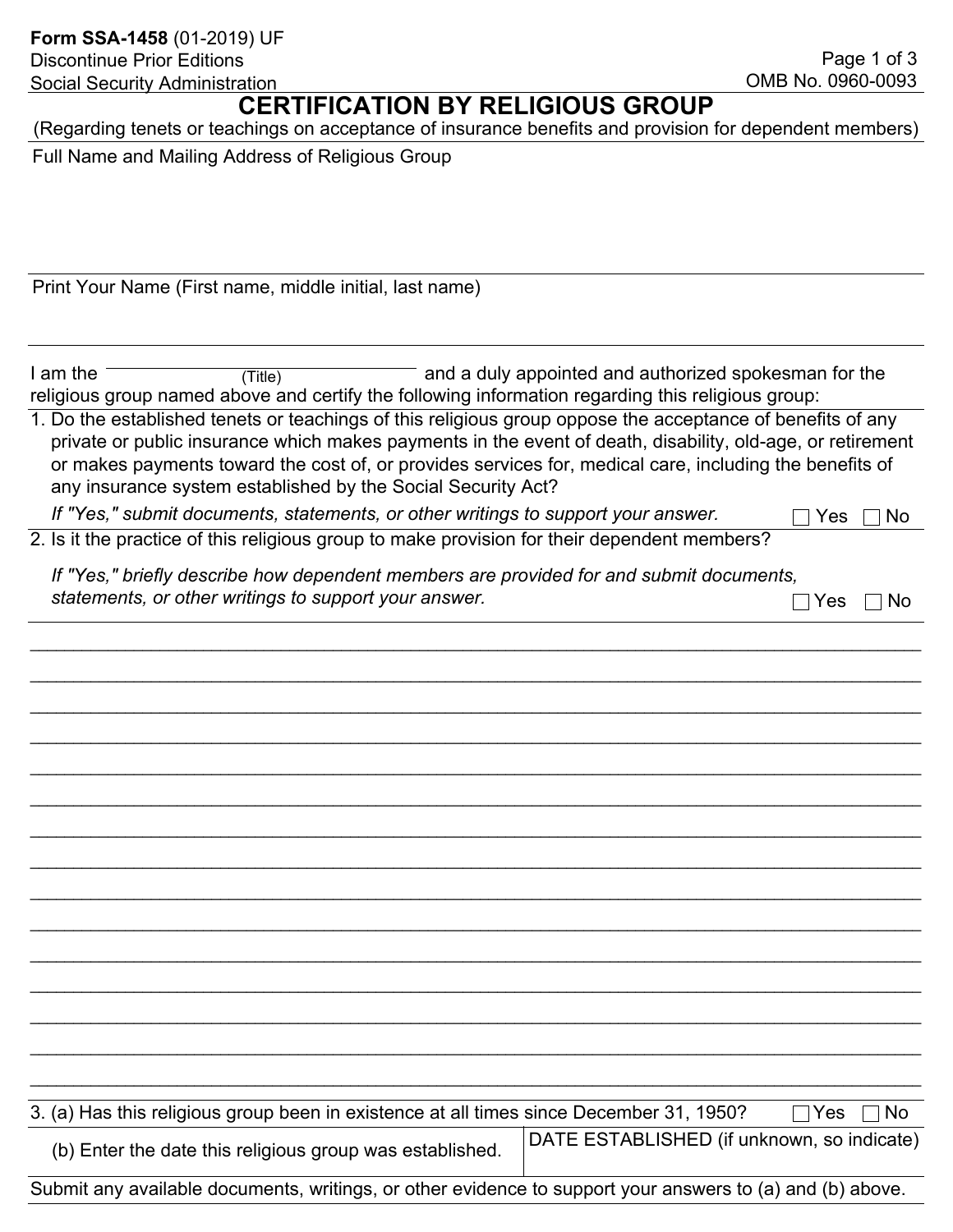**Form SSA-1458** (01-2019) UF
Discontinue Prior Editions
Social Security Administration

OMB No. 0960-0093

# CERTIFICATION BY RELIGIOUS GROUP

(Regarding tenets or teachings on acceptance of insurance benefits and provision for dependent members)

Full Name and Mailing Address of Religious Group

Print Your Name (First name, middle initial, last name)

I am the ______________________ (Title) and a duly appointed and authorized spokesman for the religious group named above and certify the following information regarding this religious group:

1. Do the established tenets or teachings of this religious group oppose the acceptance of benefits of any private or public insurance which makes payments in the event of death, disability, old-age, or retirement or makes payments toward the cost of, or provides services for, medical care, including the benefits of any insurance system established by the Social Security Act?

   *If "Yes," submit documents, statements, or other writings to support your answer.* ☐ Yes ☐ No

2. Is it the practice of this religious group to make provision for their dependent members?

   *If "Yes," briefly describe how dependent members are provided for and submit documents, statements, or other writings to support your answer.* ☐ Yes ☐ No

_______________________________________________________________________________
_______________________________________________________________________________
_______________________________________________________________________________
_______________________________________________________________________________
_______________________________________________________________________________
_______________________________________________________________________________
_______________________________________________________________________________
_______________________________________________________________________________
_______________________________________________________________________________
_______________________________________________________________________________
_______________________________________________________________________________
_______________________________________________________________________________
_______________________________________________________________________________
_______________________________________________________________________________
_______________________________________________________________________________

3. (a) Has this religious group been in existence at all times since December 31, 1950? ☐ Yes ☐ No

| (b) Enter the date this religious group was established. | DATE ESTABLISHED (if unknown, so indicate) |
|---|---|
| | |

Submit any available documents, writings, or other evidence to support your answers to (a) and (b) above.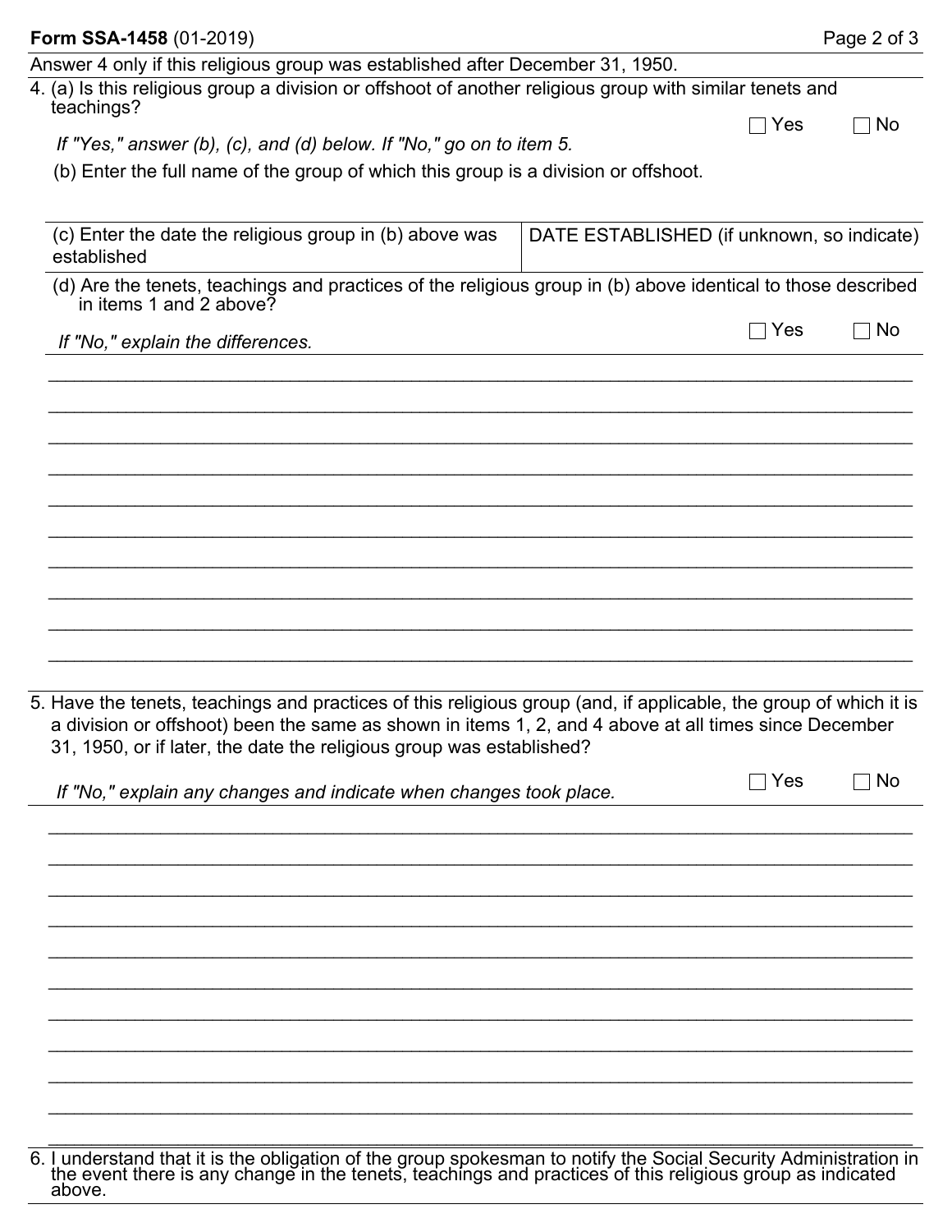Answer 4 only if this religious group was established after December 31, 1950.

4. (a) Is this religious group a division or offshoot of another religious group with similar tenets and teachings? ☐ Yes ☐ No

   *If "Yes," answer (b), (c), and (d) below. If "No," go on to item 5.*

   (b) Enter the full name of the group of which this group is a division or offshoot.

| (c) Enter the date the religious group in (b) above was established | DATE ESTABLISHED (if unknown, so indicate) |
| --- | --- |
| | |

   (d) Are the tenets, teachings and practices of the religious group in (b) above identical to those described in items 1 and 2 above? ☐ Yes ☐ No

   *If "No," explain the differences.*

5. Have the tenets, teachings and practices of this religious group (and, if applicable, the group of which it is a division or offshoot) been the same as shown in items 1, 2, and 4 above at all times since December 31, 1950, or if later, the date the religious group was established? ☐ Yes ☐ No

   *If "No," explain any changes and indicate when changes took place.*

6. I understand that it is the obligation of the group spokesman to notify the Social Security Administration in the event there is any change in the tenets, teachings and practices of this religious group as indicated above.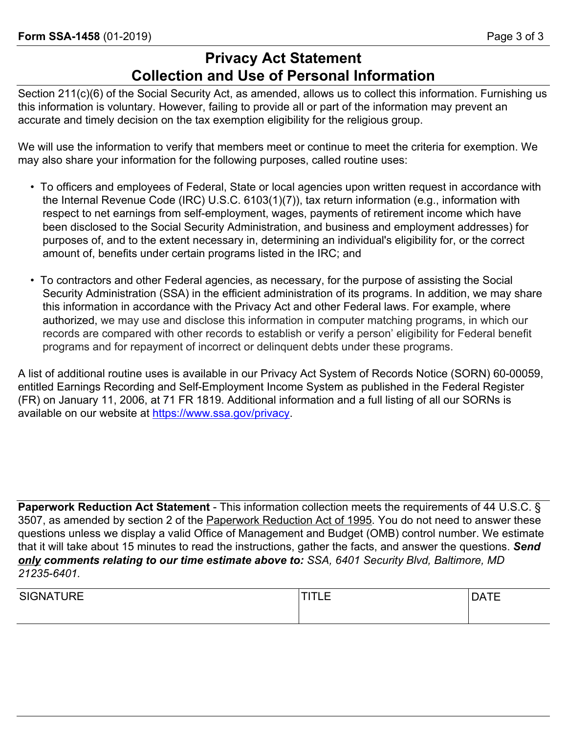# Privacy Act Statement
# Collection and Use of Personal Information

Section 211(c)(6) of the Social Security Act, as amended, allows us to collect this information. Furnishing us this information is voluntary. However, failing to provide all or part of the information may prevent an accurate and timely decision on the tax exemption eligibility for the religious group.

We will use the information to verify that members meet or continue to meet the criteria for exemption. We may also share your information for the following purposes, called routine uses:

- To officers and employees of Federal, State or local agencies upon written request in accordance with the Internal Revenue Code (IRC) U.S.C. 6103(1)(7)), tax return information (e.g., information with respect to net earnings from self-employment, wages, payments of retirement income which have been disclosed to the Social Security Administration, and business and employment addresses) for purposes of, and to the extent necessary in, determining an individual's eligibility for, or the correct amount of, benefits under certain programs listed in the IRC; and

- To contractors and other Federal agencies, as necessary, for the purpose of assisting the Social Security Administration (SSA) in the efficient administration of its programs. In addition, we may share this information in accordance with the Privacy Act and other Federal laws. For example, where authorized, we may use and disclose this information in computer matching programs, in which our records are compared with other records to establish or verify a person' eligibility for Federal benefit programs and for repayment of incorrect or delinquent debts under these programs.

A list of additional routine uses is available in our Privacy Act System of Records Notice (SORN) 60-00059, entitled Earnings Recording and Self-Employment Income System as published in the Federal Register (FR) on January 11, 2006, at 71 FR 1819. Additional information and a full listing of all our SORNs is available on our website at https://www.ssa.gov/privacy.

**Paperwork Reduction Act Statement** - This information collection meets the requirements of 44 U.S.C. § 3507, as amended by section 2 of the Paperwork Reduction Act of 1995. You do not need to answer these questions unless we display a valid Office of Management and Budget (OMB) control number. We estimate that it will take about 15 minutes to read the instructions, gather the facts, and answer the questions. ***Send only comments relating to our time estimate above to:*** *SSA, 6401 Security Blvd, Baltimore, MD 21235-6401.*

| SIGNATURE | TITLE | DATE |
| --- | --- | --- |
| | | |